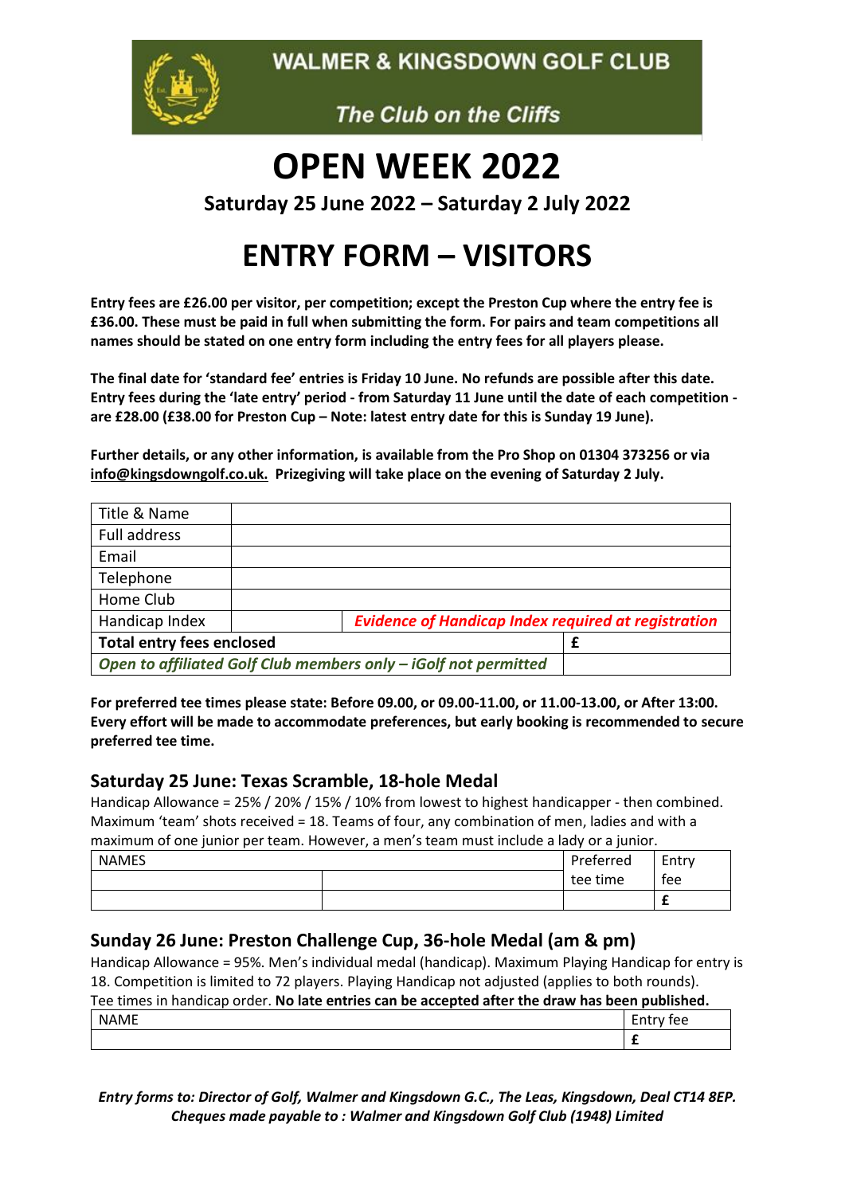WALMER & KINGSDOWN GOLF CLUB

*The Club on the Cliffs*

# OPEN WEEK 2022

**Saturday 25 June 2022 – Saturday 2 July 2022**

# ENTRY FORM – VISITORS

**Entry fees are £26.00 per visitor, per competition; except the Preston Cup where the entry fee is £36.00. These must be paid in full when submitting the form. For pairs and team competitions all names should be stated on one entry form including the entry fees for all players please.**

**The final date for 'standard fee' entries is Friday 10 June. No refunds are possible after this date. Entry fees during the 'late entry' period - from Saturday 11 June until the date of each competition - are £28.00 (£38.00 for Preston Cup – Note: latest entry date for this is Sunday 19 June).**

**Further details, or any other information, is available from the Pro Shop on 01304 373256 or via info@kingsdowngolf.co.uk. Prizegiving will take place on the evening of Saturday 2 July.**

| Title & Name | | |
|---|---|---|
| Full address | | |
| Email | | |
| Telephone | | |
| Home Club | | |
| Handicap Index | | *Evidence of Handicap Index required at registration* |
| **Total entry fees enclosed** | | **£** |
| *Open to affiliated Golf Club members only – iGolf not permitted* | | |

**For preferred tee times please state: Before 09.00, or 09.00-11.00, or 11.00-13.00, or After 13:00. Every effort will be made to accommodate preferences, but early booking is recommended to secure preferred tee time.**

## Saturday 25 June: Texas Scramble, 18-hole Medal

Handicap Allowance = 25% / 20% / 15% / 10% from lowest to highest handicapper - then combined. Maximum 'team' shots received = 18. Teams of four, any combination of men, ladies and with a maximum of one junior per team. However, a men's team must include a lady or a junior.

| NAMES | | Preferred tee time | Entry fee |
|---|---|---|---|
| | | | |
| | | | **£** |

## Sunday 26 June: Preston Challenge Cup, 36-hole Medal (am & pm)

Handicap Allowance = 95%. Men's individual medal (handicap). Maximum Playing Handicap for entry is 18. Competition is limited to 72 players. Playing Handicap not adjusted (applies to both rounds). Tee times in handicap order. **No late entries can be accepted after the draw has been published.**

| NAME | Entry fee |
|---|---|
| | **£** |

***Entry forms to: Director of Golf, Walmer and Kingsdown G.C., The Leas, Kingsdown, Deal CT14 8EP.***
***Cheques made payable to : Walmer and Kingsdown Golf Club (1948) Limited***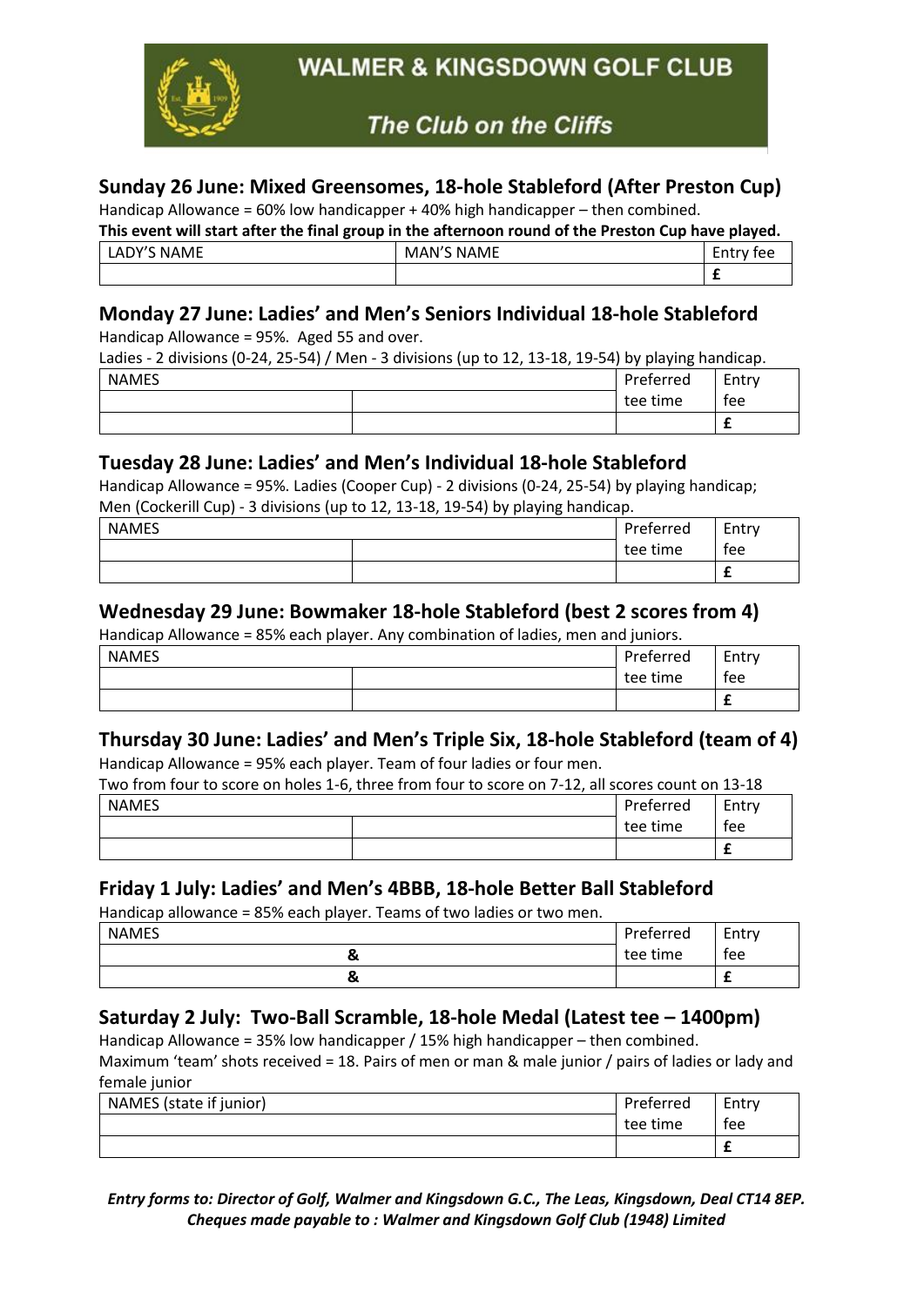# WALMER & KINGSDOWN GOLF CLUB

*The Club on the Cliffs*

## Sunday 26 June: Mixed Greensomes, 18-hole Stableford (After Preston Cup)

Handicap Allowance = 60% low handicapper + 40% high handicapper – then combined.

**This event will start after the final group in the afternoon round of the Preston Cup have played.**

| LADY'S NAME | MAN'S NAME | Entry fee |
|---|---|---|
| | | £ |

## Monday 27 June: Ladies' and Men's Seniors Individual 18-hole Stableford

Handicap Allowance = 95%. Aged 55 and over.

Ladies - 2 divisions (0-24, 25-54) / Men - 3 divisions (up to 12, 13-18, 19-54) by playing handicap.

| NAMES | | Preferred tee time | Entry fee |
|---|---|---|---|
| | | | |
| | | | £ |

## Tuesday 28 June: Ladies' and Men's Individual 18-hole Stableford

Handicap Allowance = 95%. Ladies (Cooper Cup) - 2 divisions (0-24, 25-54) by playing handicap; Men (Cockerill Cup) - 3 divisions (up to 12, 13-18, 19-54) by playing handicap.

| NAMES | | Preferred tee time | Entry fee |
|---|---|---|---|
| | | | |
| | | | £ |

## Wednesday 29 June: Bowmaker 18-hole Stableford (best 2 scores from 4)

Handicap Allowance = 85% each player. Any combination of ladies, men and juniors.

| NAMES | | Preferred tee time | Entry fee |
|---|---|---|---|
| | | | |
| | | | £ |

## Thursday 30 June: Ladies' and Men's Triple Six, 18-hole Stableford (team of 4)

Handicap Allowance = 95% each player. Team of four ladies or four men.

Two from four to score on holes 1-6, three from four to score on 7-12, all scores count on 13-18

| NAMES | | Preferred tee time | Entry fee |
|---|---|---|---|
| | | | |
| | | | £ |

## Friday 1 July: Ladies' and Men's 4BBB, 18-hole Better Ball Stableford

Handicap allowance = 85% each player. Teams of two ladies or two men.

| NAMES | Preferred tee time | Entry fee |
|---|---|---|
| & | | |
| & | | £ |

## Saturday 2 July: Two-Ball Scramble, 18-hole Medal (Latest tee – 1400pm)

Handicap Allowance = 35% low handicapper / 15% high handicapper – then combined.

Maximum 'team' shots received = 18. Pairs of men or man & male junior / pairs of ladies or lady and female junior

| NAMES (state if junior) | Preferred tee time | Entry fee |
|---|---|---|
| | | |
| | | £ |

***Entry forms to: Director of Golf, Walmer and Kingsdown G.C., The Leas, Kingsdown, Deal CT14 8EP.***

***Cheques made payable to : Walmer and Kingsdown Golf Club (1948) Limited***